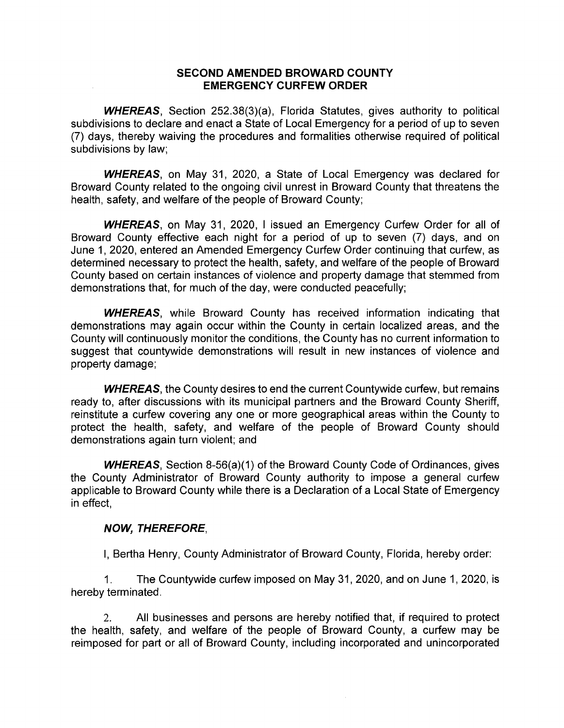# SECOND AMENDED BROWARD COUNTY EMERGENCY CURFEW ORDER

***WHEREAS***, Section 252.38(3)(a), Florida Statutes, gives authority to political subdivisions to declare and enact a State of Local Emergency for a period of up to seven (7) days, thereby waiving the procedures and formalities otherwise required of political subdivisions by law;

***WHEREAS***, on May 31, 2020, a State of Local Emergency was declared for Broward County related to the ongoing civil unrest in Broward County that threatens the health, safety, and welfare of the people of Broward County;

***WHEREAS***, on May 31, 2020, I issued an Emergency Curfew Order for all of Broward County effective each night for a period of up to seven (7) days, and on June 1, 2020, entered an Amended Emergency Curfew Order continuing that curfew, as determined necessary to protect the health, safety, and welfare of the people of Broward County based on certain instances of violence and property damage that stemmed from demonstrations that, for much of the day, were conducted peacefully;

***WHEREAS***, while Broward County has received information indicating that demonstrations may again occur within the County in certain localized areas, and the County will continuously monitor the conditions, the County has no current information to suggest that countywide demonstrations will result in new instances of violence and property damage;

***WHEREAS***, the County desires to end the current Countywide curfew, but remains ready to, after discussions with its municipal partners and the Broward County Sheriff, reinstitute a curfew covering any one or more geographical areas within the County to protect the health, safety, and welfare of the people of Broward County should demonstrations again turn violent; and

***WHEREAS***, Section 8-56(a)(1) of the Broward County Code of Ordinances, gives the County Administrator of Broward County authority to impose a general curfew applicable to Broward County while there is a Declaration of a Local State of Emergency in effect,

***NOW, THEREFORE***,

I, Bertha Henry, County Administrator of Broward County, Florida, hereby order:

1. The Countywide curfew imposed on May 31, 2020, and on June 1, 2020, is hereby terminated.

2. All businesses and persons are hereby notified that, if required to protect the health, safety, and welfare of the people of Broward County, a curfew may be reimposed for part or all of Broward County, including incorporated and unincorporated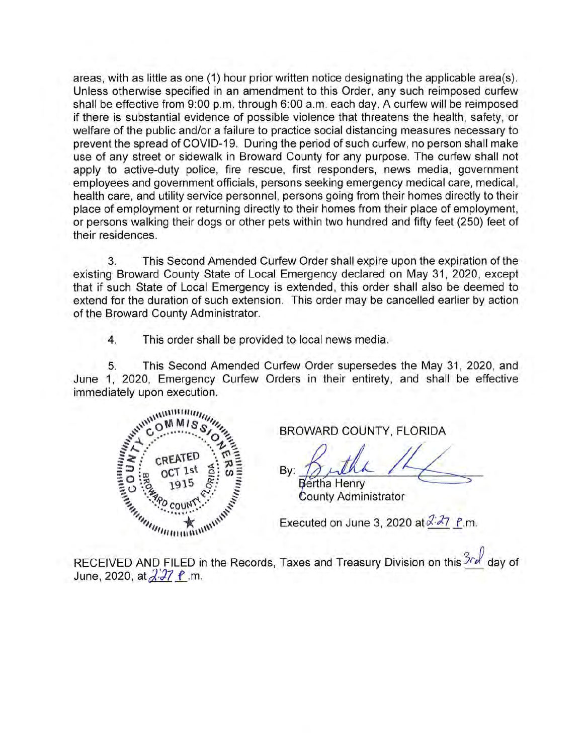areas, with as little as one (1) hour prior written notice designating the applicable area(s). Unless otherwise specified in an amendment to this Order, any such reimposed curfew shall be effective from 9:00 p.m. through 6:00 a.m. each day. A curfew will be reimposed if there is substantial evidence of possible violence that threatens the health, safety, or welfare of the public and/or a failure to practice social distancing measures necessary to prevent the spread of COVID-19. During the period of such curfew, no person shall make use of any street or sidewalk in Broward County for any purpose. The curfew shall not apply to active-duty police, fire rescue, first responders, news media, government employees and government officials, persons seeking emergency medical care, medical, health care, and utility service personnel, persons going from their homes directly to their place of employment or returning directly to their homes from their place of employment, or persons walking their dogs or other pets within two hundred and fifty feet (250) feet of their residences.

3. This Second Amended Curfew Order shall expire upon the expiration of the existing Broward County State of Local Emergency declared on May 31, 2020, except that if such State of Local Emergency is extended, this order shall also be deemed to extend for the duration of such extension. This order may be cancelled earlier by action of the Broward County Administrator.

4. This order shall be provided to local news media.

5. This Second Amended Curfew Order supersedes the May 31, 2020, and June 1, 2020, Emergency Curfew Orders in their entirety, and shall be effective immediately upon execution.

COUNTY COMMISSIONERS
CREATED OCT 1st 1915
BROWARD COUNTY FLORIDA

BROWARD COUNTY, FLORIDA

By: Bertha Henry

Bertha Henry
County Administrator

Executed on June 3, 2020 at 2:27 p.m.

RECEIVED AND FILED in the Records, Taxes and Treasury Division on this 3rd day of June, 2020, at 2:27 p.m.